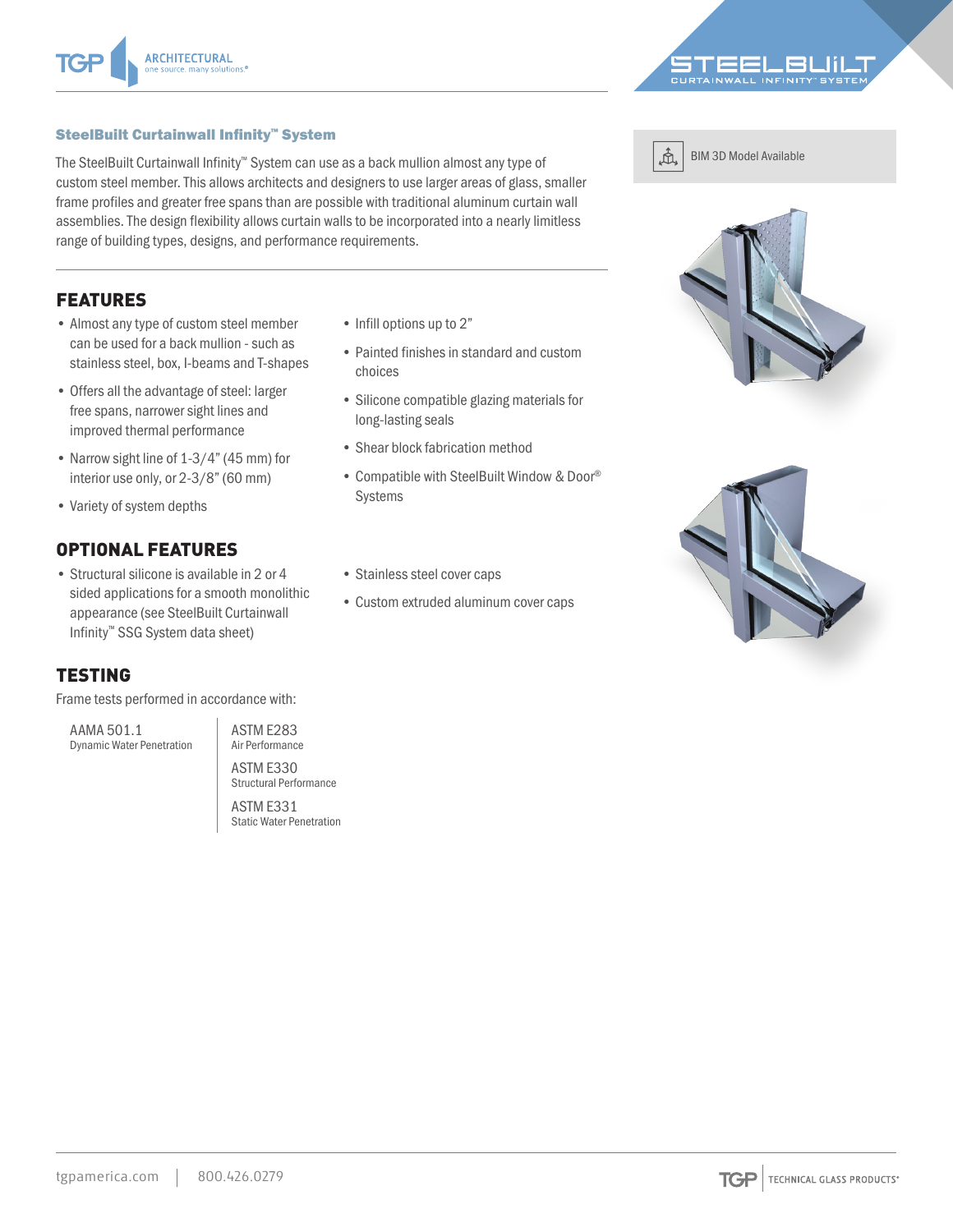## SteelBuilt Curtainwall Infinity™ System

The SteelBuilt Curtainwall Infinity™ System can use as a back mullion almost any type of custom steel member. This allows architects and designers to use larger areas of glass, smaller frame profiles and greater free spans than are possible with traditional aluminum curtain wall assemblies. The design flexibility allows curtain walls to be incorporated into a nearly limitless range of building types, designs, and performance requirements.

BIM 3D Model Available

## FEATURES

- Almost any type of custom steel member can be used for a back mullion - such as stainless steel, box, I-beams and T-shapes
- Offers all the advantage of steel: larger free spans, narrower sight lines and improved thermal performance
- Narrow sight line of 1-3/4" (45 mm) for interior use only, or 2-3/8" (60 mm)
- Variety of system depths
- Infill options up to 2"
- Painted finishes in standard and custom choices
- Silicone compatible glazing materials for long-lasting seals
- Shear block fabrication method
- Compatible with SteelBuilt Window & Door® Systems

## OPTIONAL FEATURES

- Structural silicone is available in 2 or 4 sided applications for a smooth monolithic appearance (see SteelBuilt Curtainwall Infinity™ SSG System data sheet)
- Stainless steel cover caps
- Custom extruded aluminum cover caps

## TESTING

Frame tests performed in accordance with:

AAMA 501.1
Dynamic Water Penetration

ASTM E283
Air Performance

ASTM E330
Structural Performance

ASTM E331
Static Water Penetration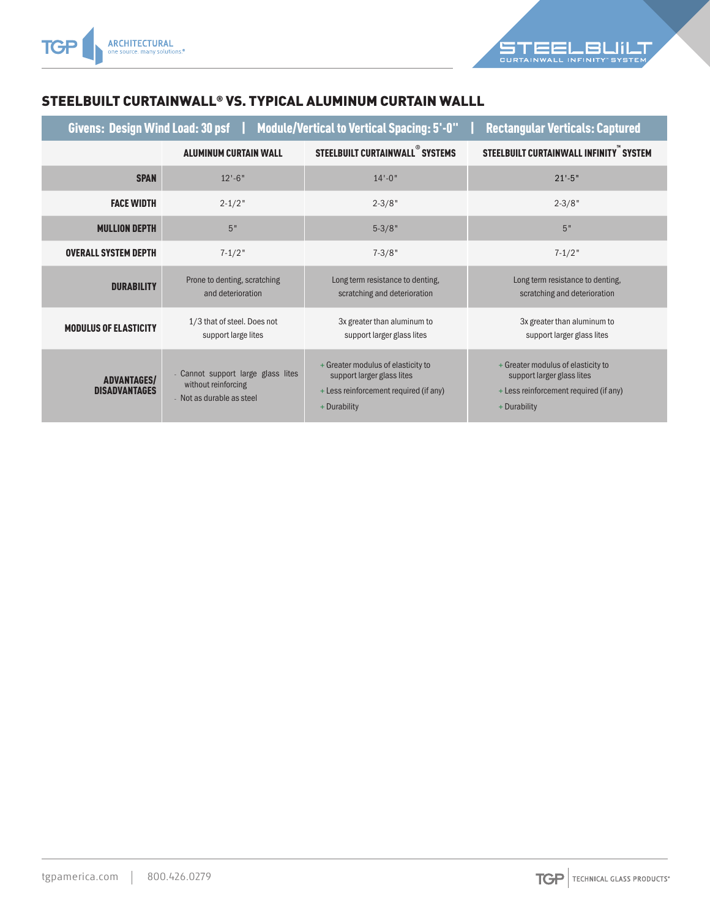## STEELBUILT CURTAINWALL® VS. TYPICAL ALUMINUM CURTAIN WALLL

| Givens: Design Wind Load: 30 psf \| Module/Vertical to Vertical Spacing: 5'-0" \| Rectangular Verticals: Captured | | | |
|---|---|---|---|
| | **ALUMINUM CURTAIN WALL** | **STEELBUILT CURTAINWALL® SYSTEMS** | **STEELBUILT CURTAINWALL INFINITY™ SYSTEM** |
| **SPAN** | 12'-6" | 14'-0" | 21'-5" |
| **FACE WIDTH** | 2-1/2" | 2-3/8" | 2-3/8" |
| **MULLION DEPTH** | 5" | 5-3/8" | 5" |
| **OVERALL SYSTEM DEPTH** | 7-1/2" | 7-3/8" | 7-1/2" |
| **DURABILITY** | Prone to denting, scratching and deterioration | Long term resistance to denting, scratching and deterioration | Long term resistance to denting, scratching and deterioration |
| **MODULUS OF ELASTICITY** | 1/3 that of steel. Does not support large lites | 3x greater than aluminum to support larger glass lites | 3x greater than aluminum to support larger glass lites |
| **ADVANTAGES/ DISADVANTAGES** | - Cannot support large glass lites without reinforcing<br>- Not as durable as steel | + Greater modulus of elasticity to support larger glass lites<br>+ Less reinforcement required (if any)<br>+ Durability | + Greater modulus of elasticity to support larger glass lites<br>+ Less reinforcement required (if any)<br>+ Durability |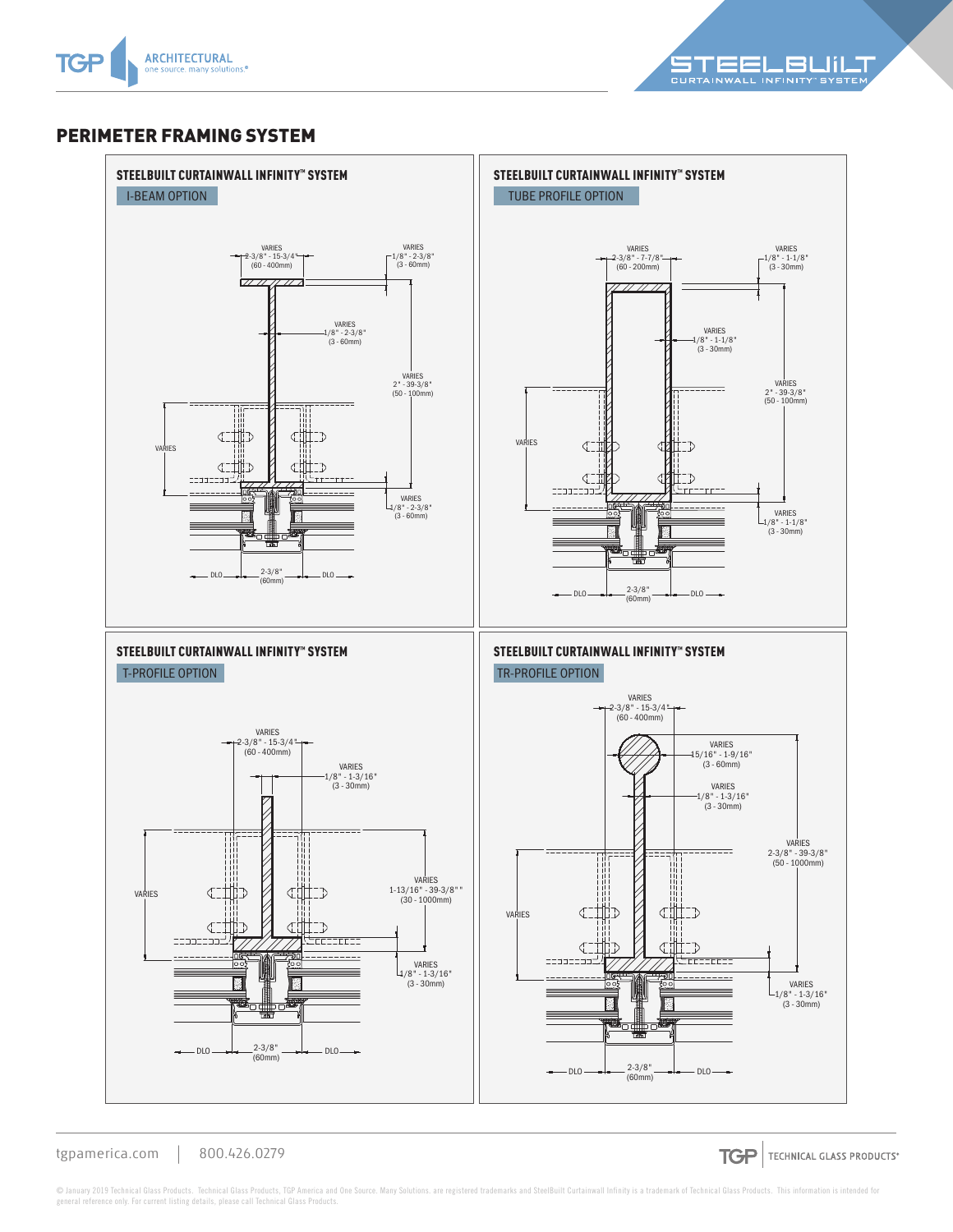# PERIMETER FRAMING SYSTEM

## STEELBUILT CURTAINWALL INFINITY™ SYSTEM

### I-BEAM OPTION

VARIES
2-3/8" - 15-3/4"
(60 - 400mm)

VARIES
1/8" - 2-3/8"
(3 - 60mm)

VARIES
1/8" - 2-3/8"
(3 - 60mm)

VARIES
2" - 39-3/8"
(50 - 100mm)

VARIES

VARIES
1/8" - 2-3/8"
(3 - 60mm)

DLO
2-3/8"
(60mm)
DLO

## STEELBUILT CURTAINWALL INFINITY™ SYSTEM

### TUBE PROFILE OPTION

VARIES
2-3/8" - 7-7/8"
(60 - 200mm)

VARIES
1/8" - 1-1/8"
(3 - 30mm)

VARIES
1/8" - 1-1/8"
(3 - 30mm)

VARIES
2" - 39-3/8"
(50 - 100mm)

VARIES

VARIES
1/8" - 1-1/8"
(3 - 30mm)

DLO
2-3/8"
(60mm)
DLO

## STEELBUILT CURTAINWALL INFINITY™ SYSTEM

### T-PROFILE OPTION

VARIES
2-3/8" - 15-3/4"
(60 - 400mm)

VARIES
1/8" - 1-3/16"
(3 - 30mm)

VARIES

VARIES
1-13/16" - 39-3/8""
(30 - 1000mm)

VARIES
1/8" - 1-3/16"
(3 - 30mm)

DLO
2-3/8"
(60mm)
DLO

## STEELBUILT CURTAINWALL INFINITY™ SYSTEM

### TR-PROFILE OPTION

VARIES
2-3/8" - 15-3/4"
(60 - 400mm)

VARIES
15/16" - 1-9/16"
(3 - 60mm)

VARIES
1/8" - 1-3/16"
(3 - 30mm)

VARIES
2-3/8" - 39-3/8"
(50 - 1000mm)

VARIES

VARIES
1/8" - 1-3/16"
(3 - 30mm)

DLO
2-3/8"
(60mm)
DLO

tgpamerica.com | 800.426.0279

© January 2019 Technical Glass Products. Technical Glass Products, TGP America and One Source. Many Solutions. are registered trademarks and SteelBuilt Curtainwall Infinity is a trademark of Technical Glass Products. This information is intended for general reference only. For current listing details, please call Technical Glass Products.